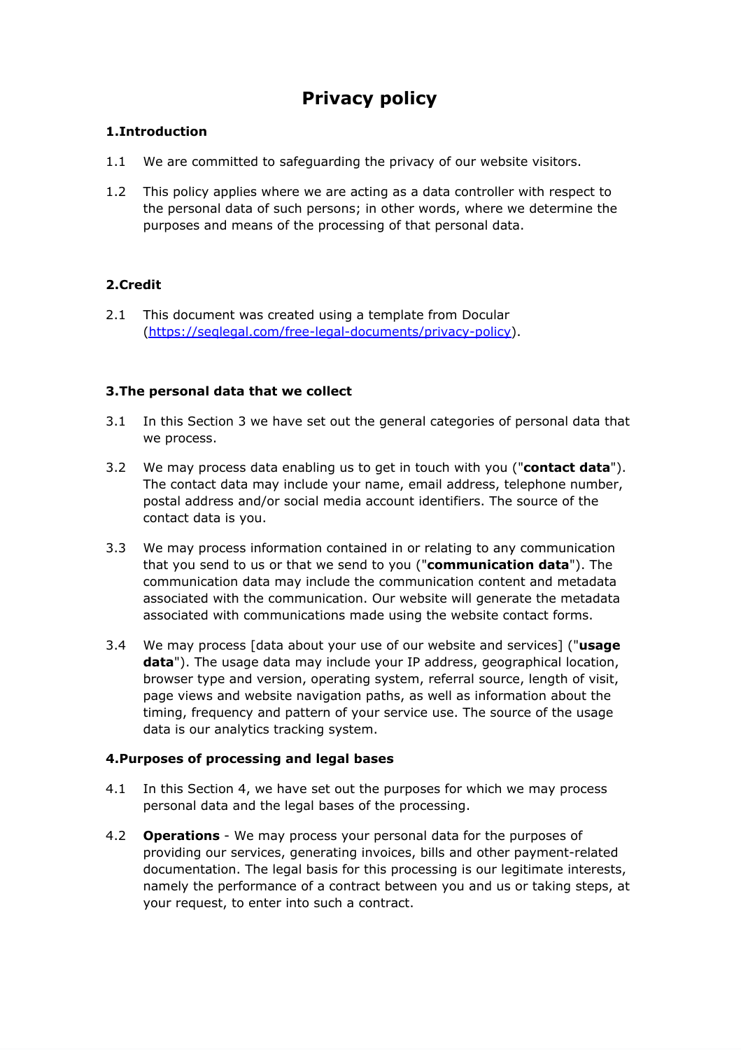# Privacy policy

## 1.Introduction

1.1 We are committed to safeguarding the privacy of our website visitors.

1.2 This policy applies where we are acting as a data controller with respect to the personal data of such persons; in other words, where we determine the purposes and means of the processing of that personal data.

## 2.Credit

2.1 This document was created using a template from Docular (https://seqlegal.com/free-legal-documents/privacy-policy).

## 3.The personal data that we collect

3.1 In this Section 3 we have set out the general categories of personal data that we process.

3.2 We may process data enabling us to get in touch with you ("**contact data**"). The contact data may include your name, email address, telephone number, postal address and/or social media account identifiers. The source of the contact data is you.

3.3 We may process information contained in or relating to any communication that you send to us or that we send to you ("**communication data**"). The communication data may include the communication content and metadata associated with the communication. Our website will generate the metadata associated with communications made using the website contact forms.

3.4 We may process [data about your use of our website and services] ("**usage data**"). The usage data may include your IP address, geographical location, browser type and version, operating system, referral source, length of visit, page views and website navigation paths, as well as information about the timing, frequency and pattern of your service use. The source of the usage data is our analytics tracking system.

## 4.Purposes of processing and legal bases

4.1 In this Section 4, we have set out the purposes for which we may process personal data and the legal bases of the processing.

4.2 **Operations** - We may process your personal data for the purposes of providing our services, generating invoices, bills and other payment-related documentation. The legal basis for this processing is our legitimate interests, namely the performance of a contract between you and us or taking steps, at your request, to enter into such a contract.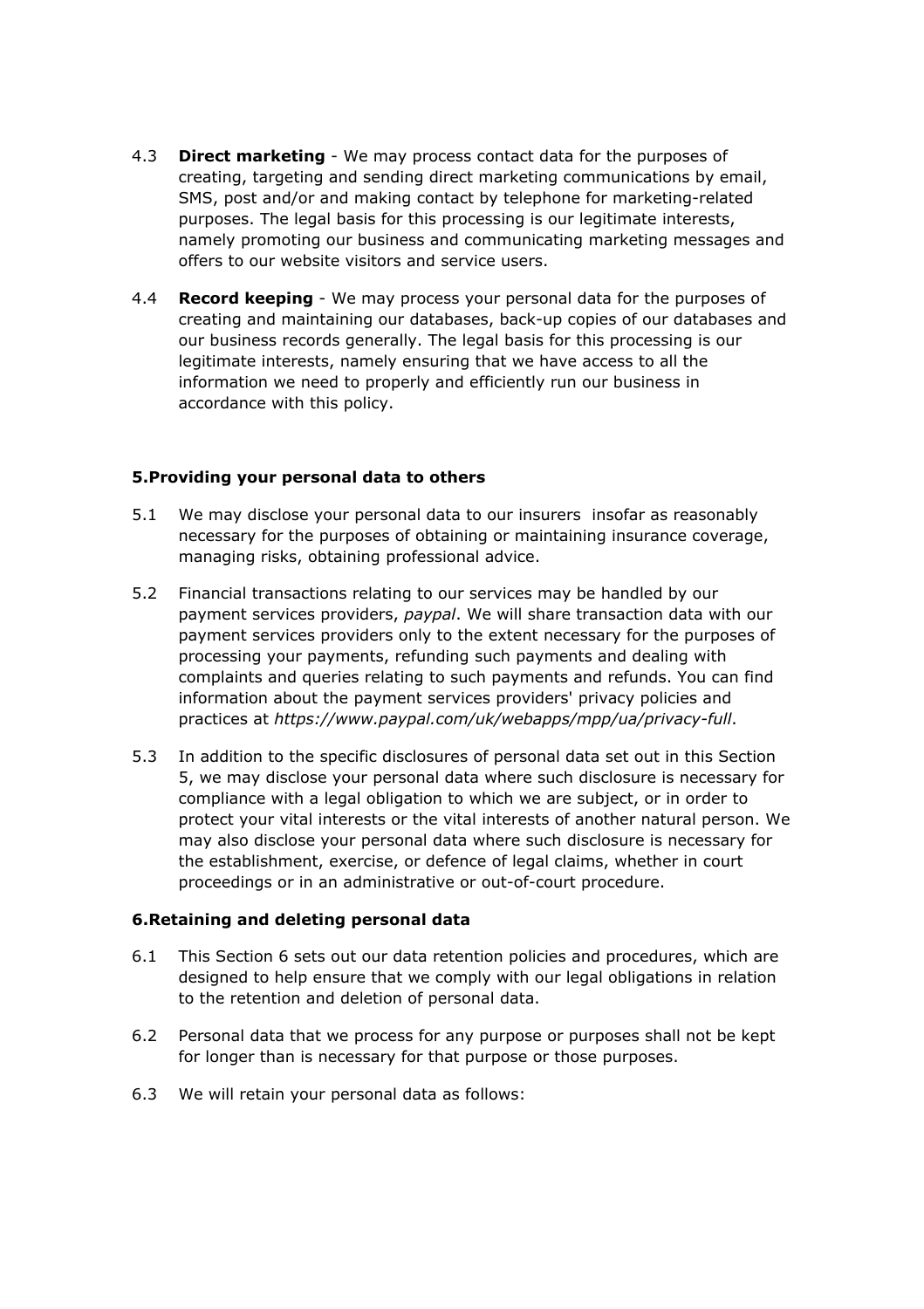4.3 **Direct marketing** - We may process contact data for the purposes of creating, targeting and sending direct marketing communications by email, SMS, post and/or and making contact by telephone for marketing-related purposes. The legal basis for this processing is our legitimate interests, namely promoting our business and communicating marketing messages and offers to our website visitors and service users.

4.4 **Record keeping** - We may process your personal data for the purposes of creating and maintaining our databases, back-up copies of our databases and our business records generally. The legal basis for this processing is our legitimate interests, namely ensuring that we have access to all the information we need to properly and efficiently run our business in accordance with this policy.

### 5.Providing your personal data to others

5.1 We may disclose your personal data to our insurers insofar as reasonably necessary for the purposes of obtaining or maintaining insurance coverage, managing risks, obtaining professional advice.

5.2 Financial transactions relating to our services may be handled by our payment services providers, *paypal*. We will share transaction data with our payment services providers only to the extent necessary for the purposes of processing your payments, refunding such payments and dealing with complaints and queries relating to such payments and refunds. You can find information about the payment services providers' privacy policies and practices at *https://www.paypal.com/uk/webapps/mpp/ua/privacy-full*.

5.3 In addition to the specific disclosures of personal data set out in this Section 5, we may disclose your personal data where such disclosure is necessary for compliance with a legal obligation to which we are subject, or in order to protect your vital interests or the vital interests of another natural person. We may also disclose your personal data where such disclosure is necessary for the establishment, exercise, or defence of legal claims, whether in court proceedings or in an administrative or out-of-court procedure.

### 6.Retaining and deleting personal data

6.1 This Section 6 sets out our data retention policies and procedures, which are designed to help ensure that we comply with our legal obligations in relation to the retention and deletion of personal data.

6.2 Personal data that we process for any purpose or purposes shall not be kept for longer than is necessary for that purpose or those purposes.

6.3 We will retain your personal data as follows: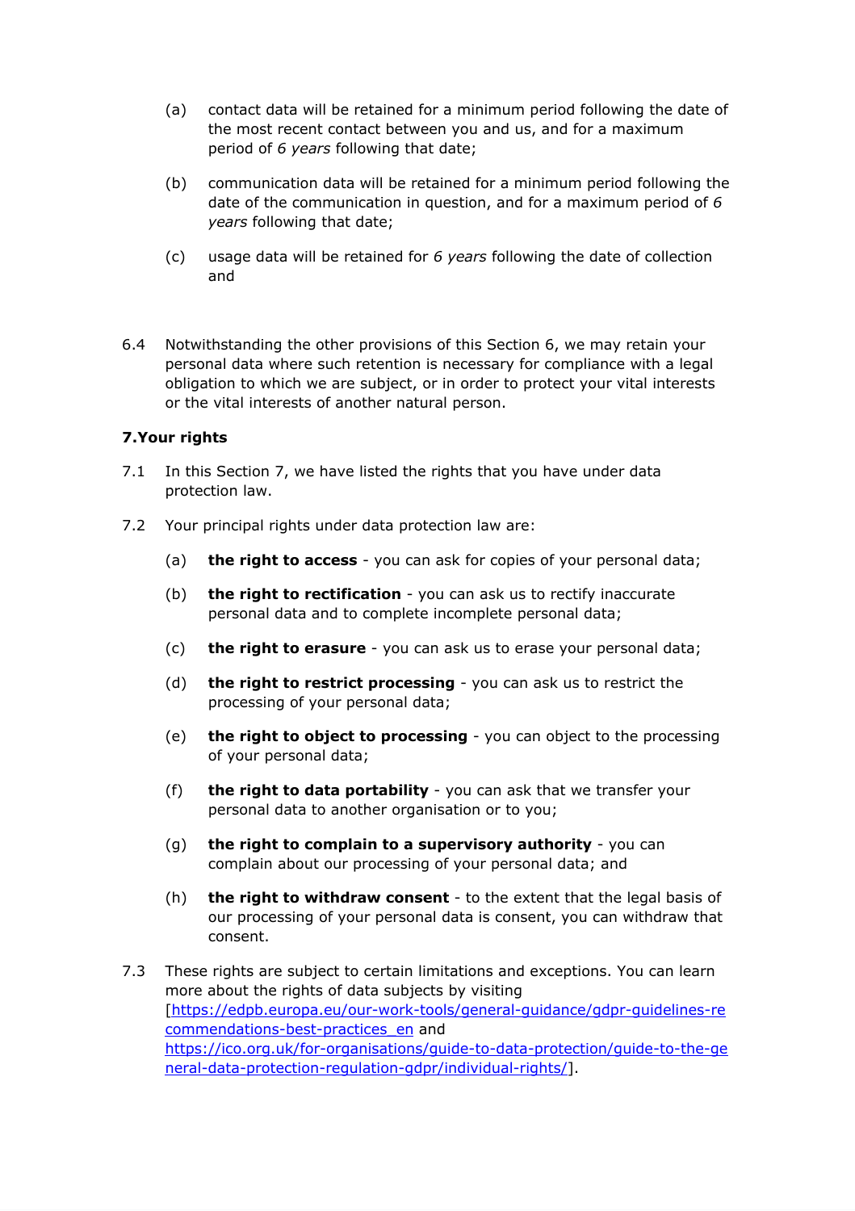(a) contact data will be retained for a minimum period following the date of the most recent contact between you and us, and for a maximum period of *6 years* following that date;

(b) communication data will be retained for a minimum period following the date of the communication in question, and for a maximum period of *6 years* following that date;

(c) usage data will be retained for *6 years* following the date of collection and

6.4 Notwithstanding the other provisions of this Section 6, we may retain your personal data where such retention is necessary for compliance with a legal obligation to which we are subject, or in order to protect your vital interests or the vital interests of another natural person.

**7.Your rights**

7.1 In this Section 7, we have listed the rights that you have under data protection law.

7.2 Your principal rights under data protection law are:

(a) **the right to access** - you can ask for copies of your personal data;

(b) **the right to rectification** - you can ask us to rectify inaccurate personal data and to complete incomplete personal data;

(c) **the right to erasure** - you can ask us to erase your personal data;

(d) **the right to restrict processing** - you can ask us to restrict the processing of your personal data;

(e) **the right to object to processing** - you can object to the processing of your personal data;

(f) **the right to data portability** - you can ask that we transfer your personal data to another organisation or to you;

(g) **the right to complain to a supervisory authority** - you can complain about our processing of your personal data; and

(h) **the right to withdraw consent** - to the extent that the legal basis of our processing of your personal data is consent, you can withdraw that consent.

7.3 These rights are subject to certain limitations and exceptions. You can learn more about the rights of data subjects by visiting [https://edpb.europa.eu/our-work-tools/general-guidance/gdpr-guidelines-recommendations-best-practices_en and https://ico.org.uk/for-organisations/guide-to-data-protection/guide-to-the-general-data-protection-regulation-gdpr/individual-rights/].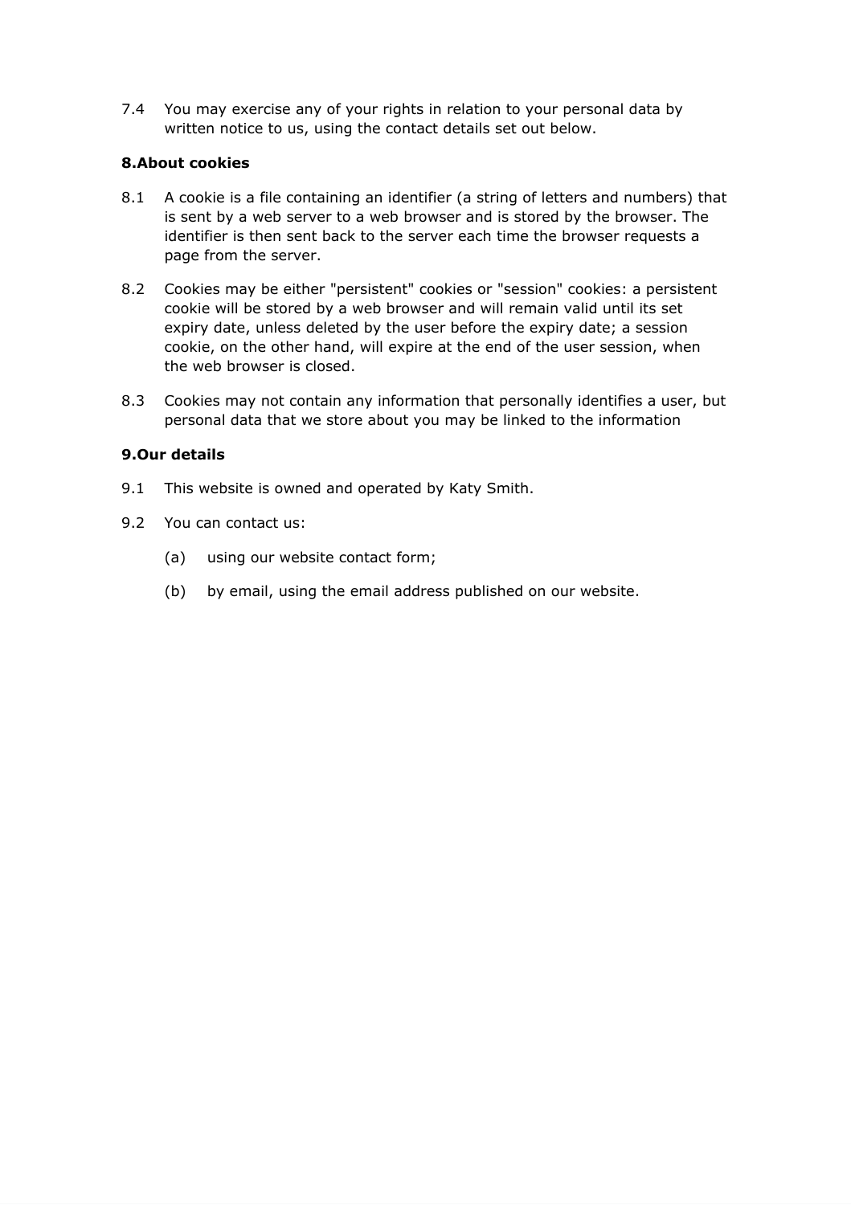7.4 You may exercise any of your rights in relation to your personal data by written notice to us, using the contact details set out below.

**8.About cookies**

8.1 A cookie is a file containing an identifier (a string of letters and numbers) that is sent by a web server to a web browser and is stored by the browser. The identifier is then sent back to the server each time the browser requests a page from the server.

8.2 Cookies may be either "persistent" cookies or "session" cookies: a persistent cookie will be stored by a web browser and will remain valid until its set expiry date, unless deleted by the user before the expiry date; a session cookie, on the other hand, will expire at the end of the user session, when the web browser is closed.

8.3 Cookies may not contain any information that personally identifies a user, but personal data that we store about you may be linked to the information

**9.Our details**

9.1 This website is owned and operated by Katy Smith.

9.2 You can contact us:

(a) using our website contact form;

(b) by email, using the email address published on our website.